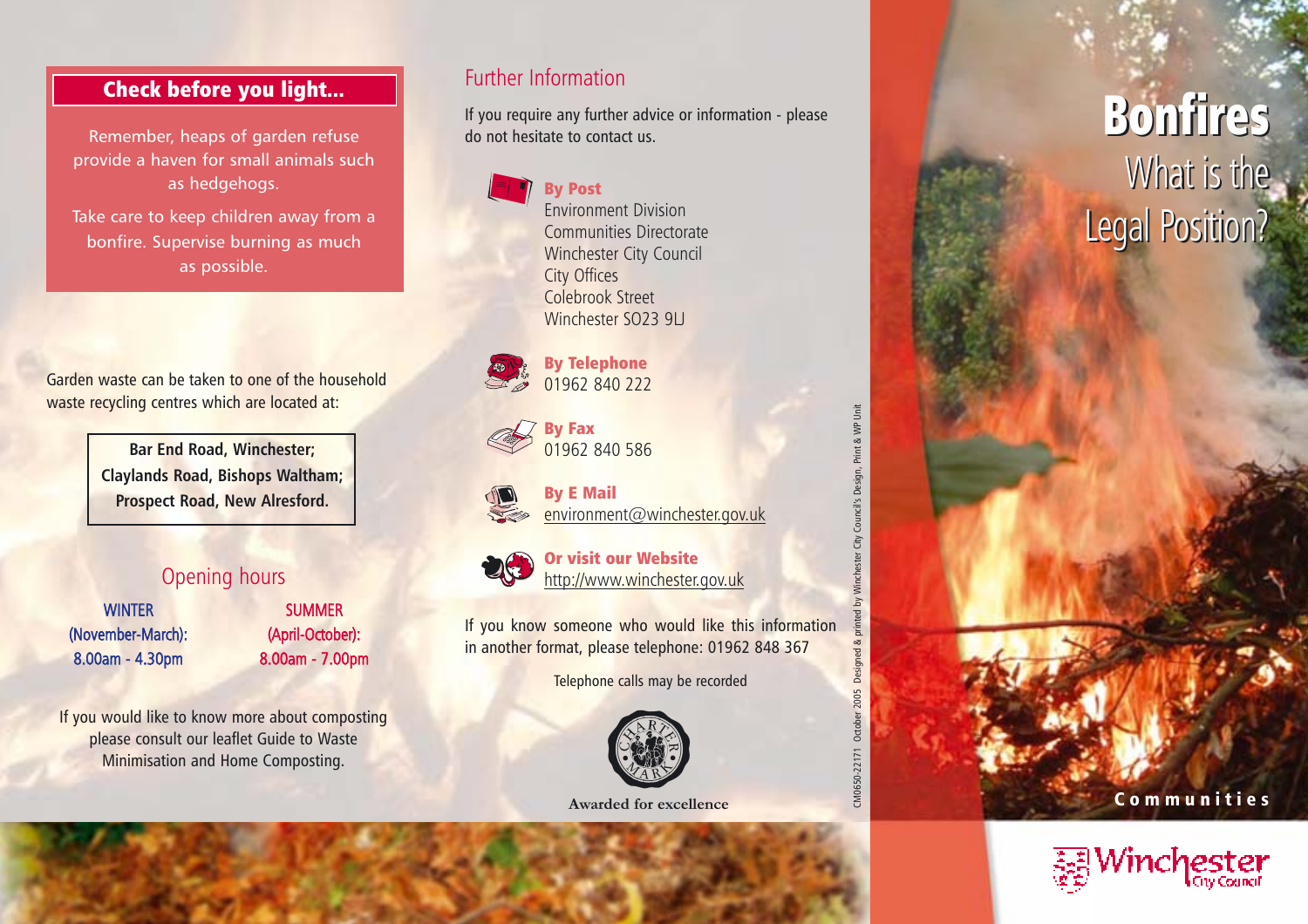## Check before you light...

Remember, heaps of garden refuse provide a haven for small animals such as hedgehogs.

Take care to keep children away from a bonfire. Supervise burning as much as possible.

Garden waste can be taken to one of the household waste recycling centres which are located at:

**Bar End Road, Winchester;**
**Claylands Road, Bishops Waltham;**
**Prospect Road, New Alresford.**

### Opening hours

| WINTER (November-March): | SUMMER (April-October): |
| --- | --- |
| 8.00am - 4.30pm | 8.00am - 7.00pm |

If you would like to know more about composting please consult our leaflet Guide to Waste Minimisation and Home Composting.

## Further Information

If you require any further advice or information - please do not hesitate to contact us.

**By Post**
Environment Division
Communities Directorate
Winchester City Council
City Offices
Colebrook Street
Winchester SO23 9LJ

**By Telephone**
01962 840 222

**By Fax**
01962 840 586

**By E Mail**
environment@winchester.gov.uk

**Or visit our Website**
http://www.winchester.gov.uk

If you know someone who would like this information in another format, please telephone: 01962 848 367

Telephone calls may be recorded

Awarded for excellence

CM0650-22171 October 2005 Designed & printed by Winchester City Council's Design, Print & WP Unit

# Bonfires

## What is the Legal Position?

Communities

Winchester City Council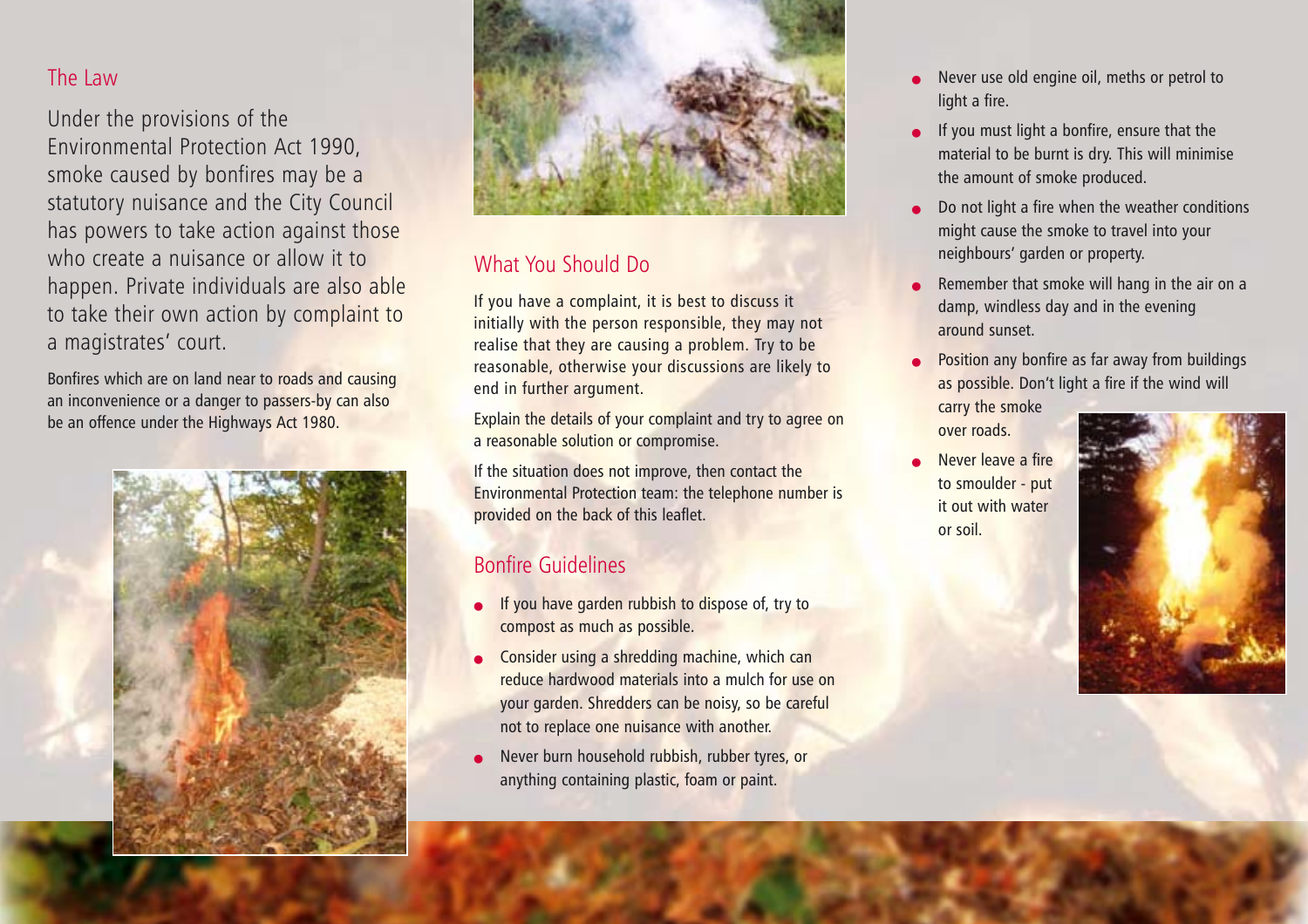## The Law

Under the provisions of the Environmental Protection Act 1990, smoke caused by bonfires may be a statutory nuisance and the City Council has powers to take action against those who create a nuisance or allow it to happen. Private individuals are also able to take their own action by complaint to a magistrates' court.

Bonfires which are on land near to roads and causing an inconvenience or a danger to passers-by can also be an offence under the Highways Act 1980.

## What You Should Do

If you have a complaint, it is best to discuss it initially with the person responsible, they may not realise that they are causing a problem. Try to be reasonable, otherwise your discussions are likely to end in further argument.

Explain the details of your complaint and try to agree on a reasonable solution or compromise.

If the situation does not improve, then contact the Environmental Protection team: the telephone number is provided on the back of this leaflet.

## Bonfire Guidelines

- If you have garden rubbish to dispose of, try to compost as much as possible.
- Consider using a shredding machine, which can reduce hardwood materials into a mulch for use on your garden. Shredders can be noisy, so be careful not to replace one nuisance with another.
- Never burn household rubbish, rubber tyres, or anything containing plastic, foam or paint.
- Never use old engine oil, meths or petrol to light a fire.
- If you must light a bonfire, ensure that the material to be burnt is dry. This will minimise the amount of smoke produced.
- Do not light a fire when the weather conditions might cause the smoke to travel into your neighbours' garden or property.
- Remember that smoke will hang in the air on a damp, windless day and in the evening around sunset.
- Position any bonfire as far away from buildings as possible. Don't light a fire if the wind will carry the smoke over roads.
- Never leave a fire to smoulder - put it out with water or soil.